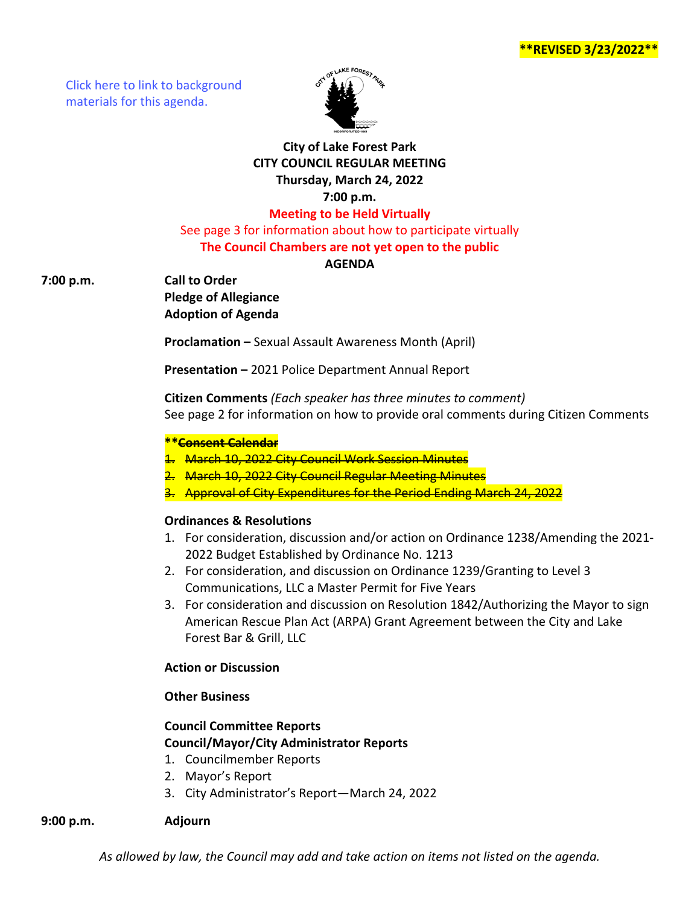**\*\*REVISED 3/23/2022\*\***

Click here to link to background materials for this agenda.

# City of Lake Forest Park
## CITY COUNCIL REGULAR MEETING
### Thursday, March 24, 2022
### 7:00 p.m.

**Meeting to be Held Virtually**

See page 3 for information about how to participate virtually

**The Council Chambers are not yet open to the public**

**AGENDA**

**7:00 p.m.** **Call to Order**

**Pledge of Allegiance**

**Adoption of Agenda**

**Proclamation –** Sexual Assault Awareness Month (April)

**Presentation –** 2021 Police Department Annual Report

**Citizen Comments** *(Each speaker has three minutes to comment)*
See page 2 for information on how to provide oral comments during Citizen Comments

**\*\*~~Consent Calendar~~**

1. ~~March 10, 2022 City Council Work Session Minutes~~
2. ~~March 10, 2022 City Council Regular Meeting Minutes~~
3. ~~Approval of City Expenditures for the Period Ending March 24, 2022~~

**Ordinances & Resolutions**

1. For consideration, discussion and/or action on Ordinance 1238/Amending the 2021-2022 Budget Established by Ordinance No. 1213
2. For consideration, and discussion on Ordinance 1239/Granting to Level 3 Communications, LLC a Master Permit for Five Years
3. For consideration and discussion on Resolution 1842/Authorizing the Mayor to sign American Rescue Plan Act (ARPA) Grant Agreement between the City and Lake Forest Bar & Grill, LLC

**Action or Discussion**

**Other Business**

**Council Committee Reports**

**Council/Mayor/City Administrator Reports**

1. Councilmember Reports
2. Mayor's Report
3. City Administrator's Report—March 24, 2022

**9:00 p.m.** **Adjourn**

*As allowed by law, the Council may add and take action on items not listed on the agenda.*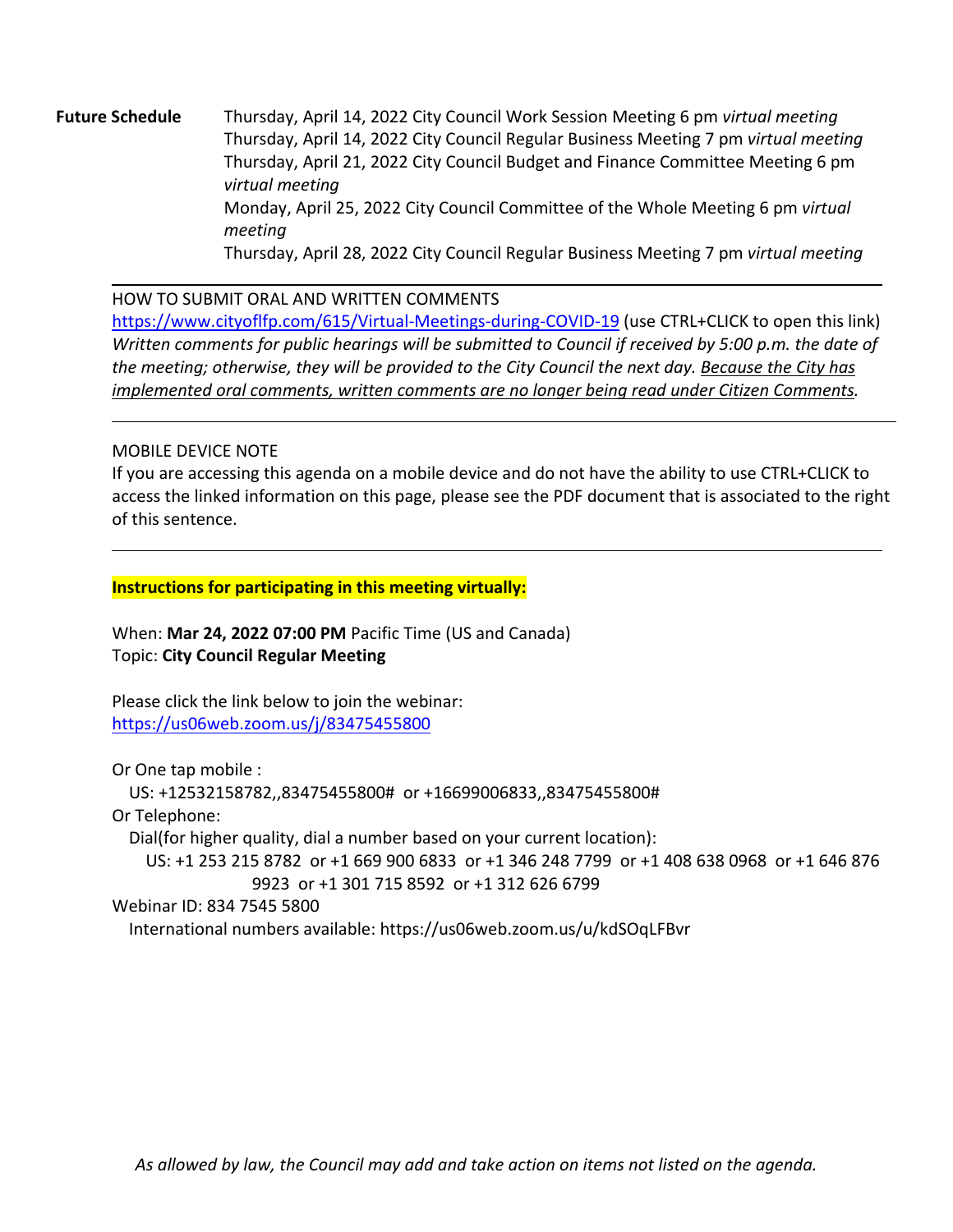**Future Schedule**

Thursday, April 14, 2022 City Council Work Session Meeting 6 pm *virtual meeting*
Thursday, April 14, 2022 City Council Regular Business Meeting 7 pm *virtual meeting*
Thursday, April 21, 2022 City Council Budget and Finance Committee Meeting 6 pm *virtual meeting*
Monday, April 25, 2022 City Council Committee of the Whole Meeting 6 pm *virtual meeting*
Thursday, April 28, 2022 City Council Regular Business Meeting 7 pm *virtual meeting*

---

HOW TO SUBMIT ORAL AND WRITTEN COMMENTS
https://www.cityoflfp.com/615/Virtual-Meetings-during-COVID-19 (use CTRL+CLICK to open this link)
*Written comments for public hearings will be submitted to Council if received by 5:00 p.m. the date of the meeting; otherwise, they will be provided to the City Council the next day. Because the City has implemented oral comments, written comments are no longer being read under Citizen Comments.*

---

MOBILE DEVICE NOTE
If you are accessing this agenda on a mobile device and do not have the ability to use CTRL+CLICK to access the linked information on this page, please see the PDF document that is associated to the right of this sentence.

---

**Instructions for participating in this meeting virtually:**

When: **Mar 24, 2022 07:00 PM** Pacific Time (US and Canada)
Topic: **City Council Regular Meeting**

Please click the link below to join the webinar:
https://us06web.zoom.us/j/83475455800

Or One tap mobile :
US: +12532158782,,83475455800# or +16699006833,,83475455800#
Or Telephone:
Dial(for higher quality, dial a number based on your current location):
US: +1 253 215 8782 or +1 669 900 6833 or +1 346 248 7799 or +1 408 638 0968 or +1 646 876 9923 or +1 301 715 8592 or +1 312 626 6799
Webinar ID: 834 7545 5800
International numbers available: https://us06web.zoom.us/u/kdSOqLFBvr

*As allowed by law, the Council may add and take action on items not listed on the agenda.*